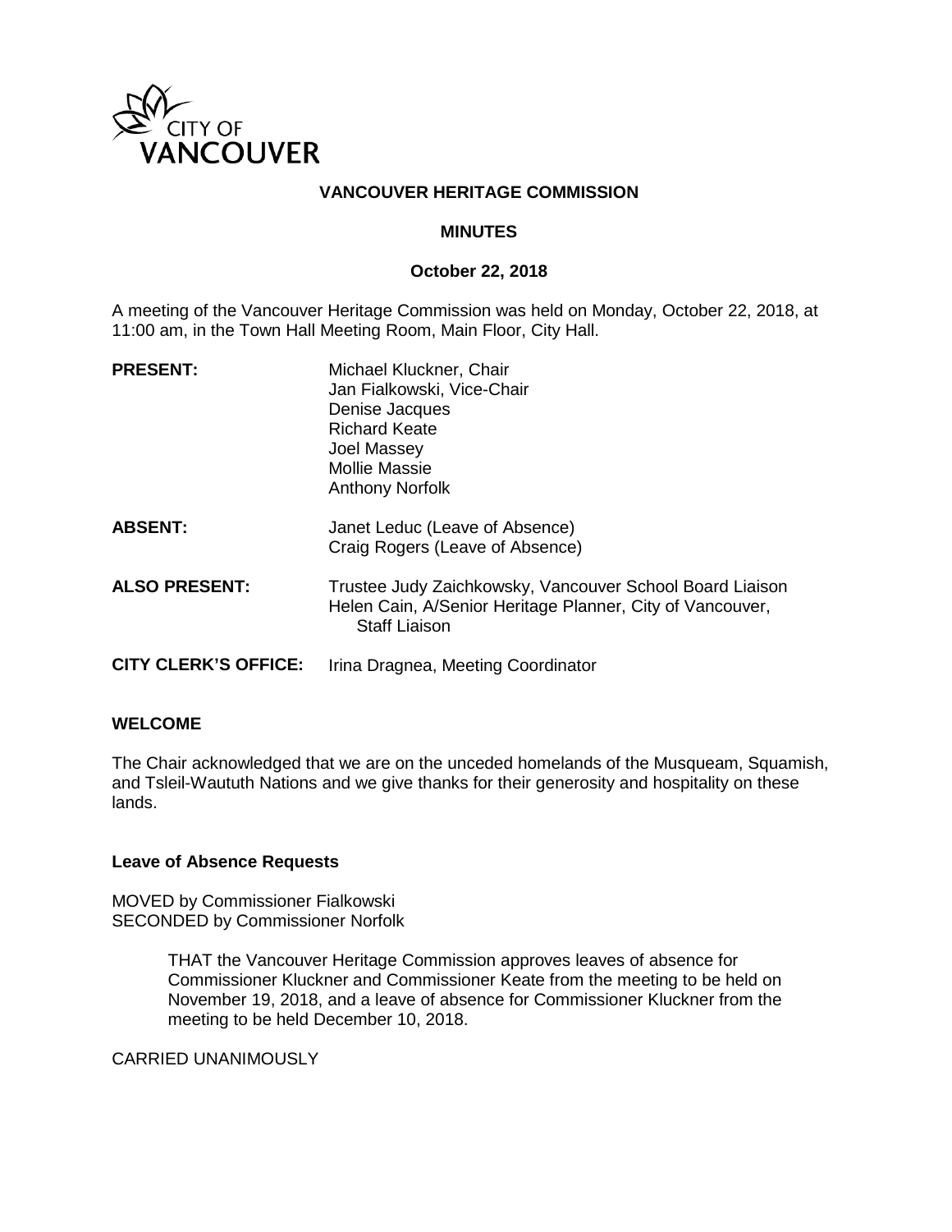CITY OF VANCOUVER

# VANCOUVER HERITAGE COMMISSION

## MINUTES

### October 22, 2018

A meeting of the Vancouver Heritage Commission was held on Monday, October 22, 2018, at 11:00 am, in the Town Hall Meeting Room, Main Floor, City Hall.

| | |
|---|---|
| **PRESENT:** | Michael Kluckner, Chair<br>Jan Fialkowski, Vice-Chair<br>Denise Jacques<br>Richard Keate<br>Joel Massey<br>Mollie Massie<br>Anthony Norfolk |
| **ABSENT:** | Janet Leduc (Leave of Absence)<br>Craig Rogers (Leave of Absence) |
| **ALSO PRESENT:** | Trustee Judy Zaichkowsky, Vancouver School Board Liaison<br>Helen Cain, A/Senior Heritage Planner, City of Vancouver, Staff Liaison |
| **CITY CLERK'S OFFICE:** | Irina Dragnea, Meeting Coordinator |

### WELCOME

The Chair acknowledged that we are on the unceded homelands of the Musqueam, Squamish, and Tsleil-Waututh Nations and we give thanks for their generosity and hospitality on these lands.

### Leave of Absence Requests

MOVED by Commissioner Fialkowski
SECONDED by Commissioner Norfolk

> THAT the Vancouver Heritage Commission approves leaves of absence for Commissioner Kluckner and Commissioner Keate from the meeting to be held on November 19, 2018, and a leave of absence for Commissioner Kluckner from the meeting to be held December 10, 2018.

CARRIED UNANIMOUSLY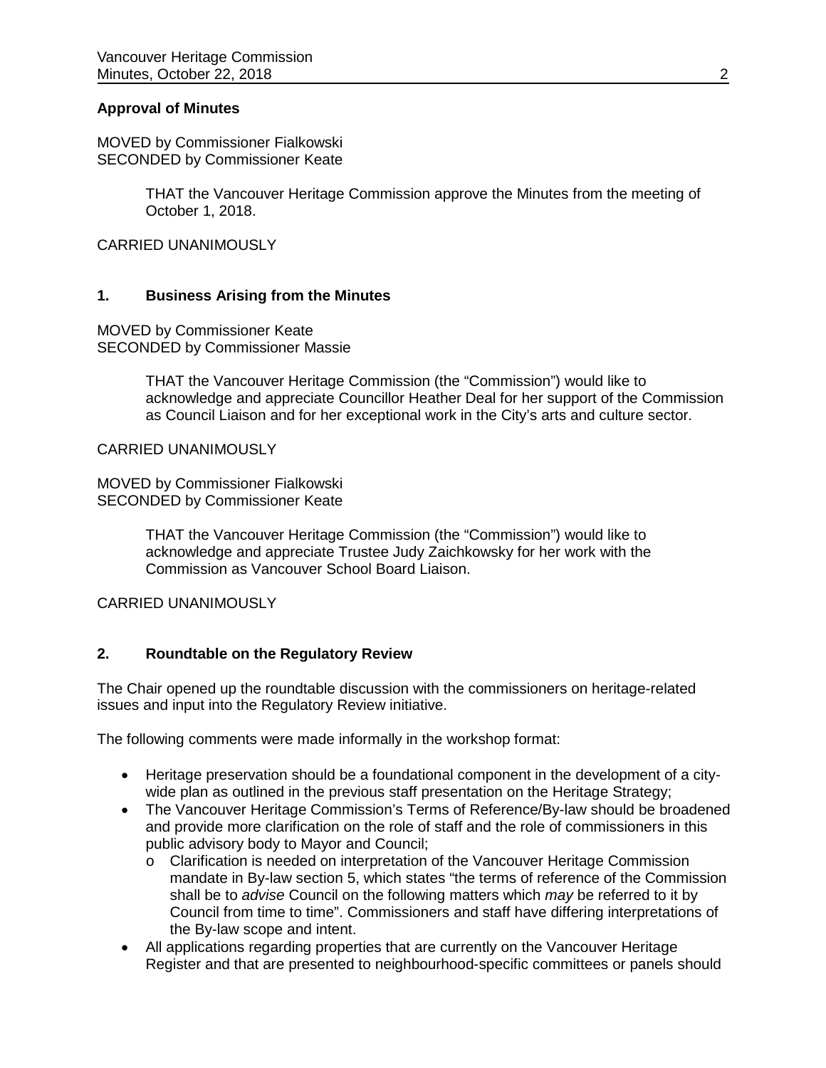**Approval of Minutes**

MOVED by Commissioner Fialkowski
SECONDED by Commissioner Keate

> THAT the Vancouver Heritage Commission approve the Minutes from the meeting of October 1, 2018.

CARRIED UNANIMOUSLY

## 1. Business Arising from the Minutes

MOVED by Commissioner Keate
SECONDED by Commissioner Massie

> THAT the Vancouver Heritage Commission (the "Commission") would like to acknowledge and appreciate Councillor Heather Deal for her support of the Commission as Council Liaison and for her exceptional work in the City's arts and culture sector.

CARRIED UNANIMOUSLY

MOVED by Commissioner Fialkowski
SECONDED by Commissioner Keate

> THAT the Vancouver Heritage Commission (the "Commission") would like to acknowledge and appreciate Trustee Judy Zaichkowsky for her work with the Commission as Vancouver School Board Liaison.

CARRIED UNANIMOUSLY

## 2. Roundtable on the Regulatory Review

The Chair opened up the roundtable discussion with the commissioners on heritage-related issues and input into the Regulatory Review initiative.

The following comments were made informally in the workshop format:

- Heritage preservation should be a foundational component in the development of a city-wide plan as outlined in the previous staff presentation on the Heritage Strategy;
- The Vancouver Heritage Commission's Terms of Reference/By-law should be broadened and provide more clarification on the role of staff and the role of commissioners in this public advisory body to Mayor and Council;
  - Clarification is needed on interpretation of the Vancouver Heritage Commission mandate in By-law section 5, which states "the terms of reference of the Commission shall be to *advise* Council on the following matters which *may* be referred to it by Council from time to time". Commissioners and staff have differing interpretations of the By-law scope and intent.
- All applications regarding properties that are currently on the Vancouver Heritage Register and that are presented to neighbourhood-specific committees or panels should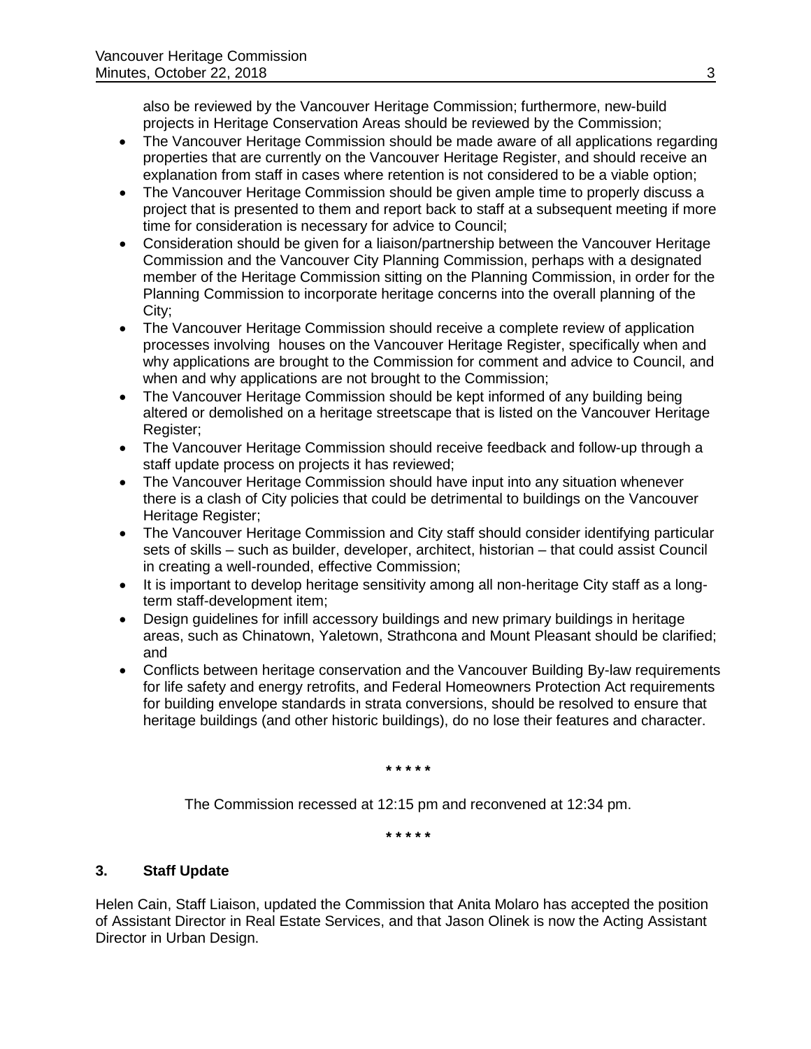also be reviewed by the Vancouver Heritage Commission; furthermore, new-build projects in Heritage Conservation Areas should be reviewed by the Commission;

- The Vancouver Heritage Commission should be made aware of all applications regarding properties that are currently on the Vancouver Heritage Register, and should receive an explanation from staff in cases where retention is not considered to be a viable option;
- The Vancouver Heritage Commission should be given ample time to properly discuss a project that is presented to them and report back to staff at a subsequent meeting if more time for consideration is necessary for advice to Council;
- Consideration should be given for a liaison/partnership between the Vancouver Heritage Commission and the Vancouver City Planning Commission, perhaps with a designated member of the Heritage Commission sitting on the Planning Commission, in order for the Planning Commission to incorporate heritage concerns into the overall planning of the City;
- The Vancouver Heritage Commission should receive a complete review of application processes involving houses on the Vancouver Heritage Register, specifically when and why applications are brought to the Commission for comment and advice to Council, and when and why applications are not brought to the Commission;
- The Vancouver Heritage Commission should be kept informed of any building being altered or demolished on a heritage streetscape that is listed on the Vancouver Heritage Register;
- The Vancouver Heritage Commission should receive feedback and follow-up through a staff update process on projects it has reviewed;
- The Vancouver Heritage Commission should have input into any situation whenever there is a clash of City policies that could be detrimental to buildings on the Vancouver Heritage Register;
- The Vancouver Heritage Commission and City staff should consider identifying particular sets of skills – such as builder, developer, architect, historian – that could assist Council in creating a well-rounded, effective Commission;
- It is important to develop heritage sensitivity among all non-heritage City staff as a long-term staff-development item;
- Design guidelines for infill accessory buildings and new primary buildings in heritage areas, such as Chinatown, Yaletown, Strathcona and Mount Pleasant should be clarified; and
- Conflicts between heritage conservation and the Vancouver Building By-law requirements for life safety and energy retrofits, and Federal Homeowners Protection Act requirements for building envelope standards in strata conversions, should be resolved to ensure that heritage buildings (and other historic buildings), do no lose their features and character.

\* \* \* \* \*

The Commission recessed at 12:15 pm and reconvened at 12:34 pm.

\* \* \* \* \*

## 3. Staff Update

Helen Cain, Staff Liaison, updated the Commission that Anita Molaro has accepted the position of Assistant Director in Real Estate Services, and that Jason Olinek is now the Acting Assistant Director in Urban Design.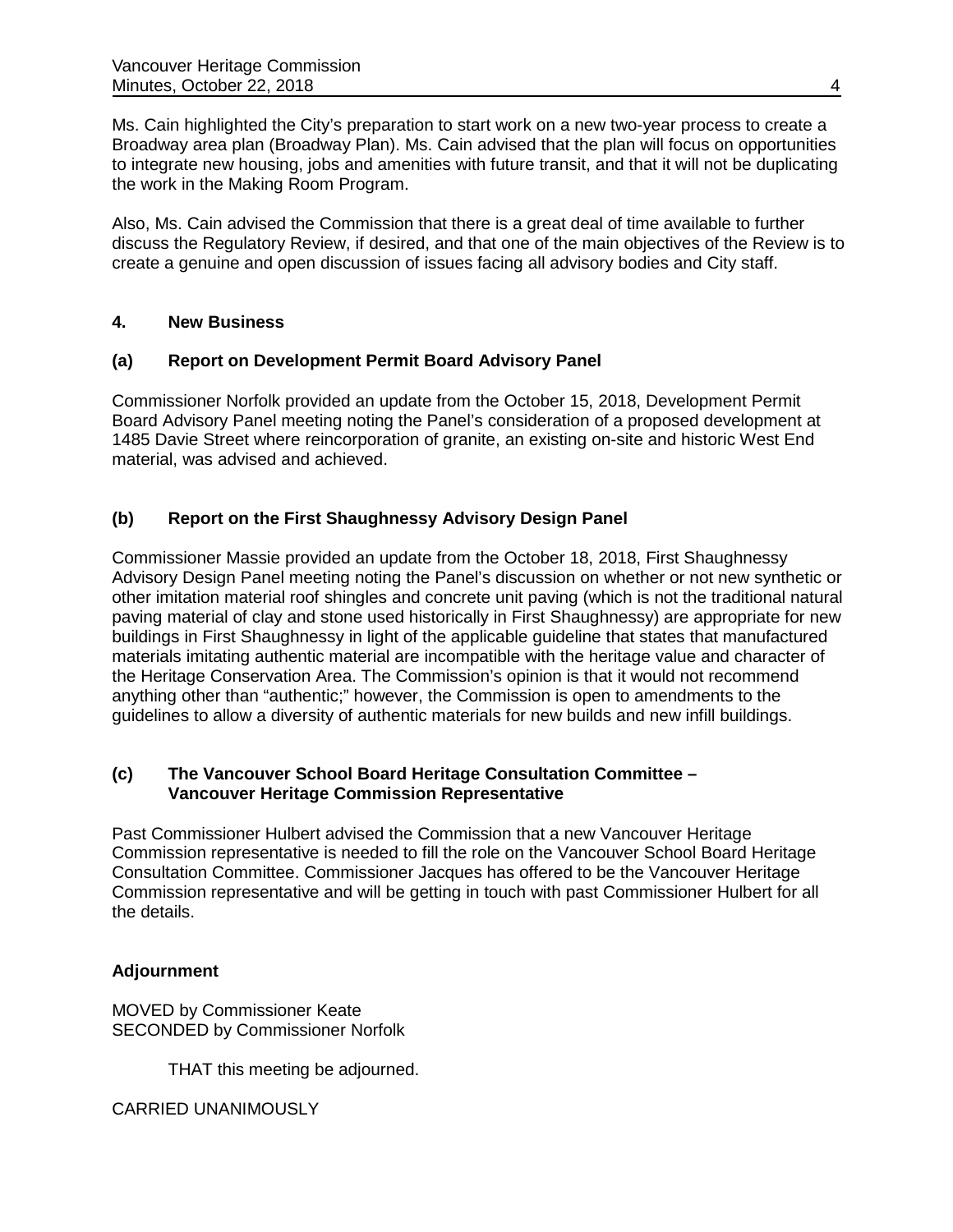Ms. Cain highlighted the City's preparation to start work on a new two-year process to create a Broadway area plan (Broadway Plan). Ms. Cain advised that the plan will focus on opportunities to integrate new housing, jobs and amenities with future transit, and that it will not be duplicating the work in the Making Room Program.

Also, Ms. Cain advised the Commission that there is a great deal of time available to further discuss the Regulatory Review, if desired, and that one of the main objectives of the Review is to create a genuine and open discussion of issues facing all advisory bodies and City staff.

## 4. New Business

### (a) Report on Development Permit Board Advisory Panel

Commissioner Norfolk provided an update from the October 15, 2018, Development Permit Board Advisory Panel meeting noting the Panel's consideration of a proposed development at 1485 Davie Street where reincorporation of granite, an existing on-site and historic West End material, was advised and achieved.

### (b) Report on the First Shaughnessy Advisory Design Panel

Commissioner Massie provided an update from the October 18, 2018, First Shaughnessy Advisory Design Panel meeting noting the Panel's discussion on whether or not new synthetic or other imitation material roof shingles and concrete unit paving (which is not the traditional natural paving material of clay and stone used historically in First Shaughnessy) are appropriate for new buildings in First Shaughnessy in light of the applicable guideline that states that manufactured materials imitating authentic material are incompatible with the heritage value and character of the Heritage Conservation Area. The Commission's opinion is that it would not recommend anything other than "authentic;" however, the Commission is open to amendments to the guidelines to allow a diversity of authentic materials for new builds and new infill buildings.

### (c) The Vancouver School Board Heritage Consultation Committee – Vancouver Heritage Commission Representative

Past Commissioner Hulbert advised the Commission that a new Vancouver Heritage Commission representative is needed to fill the role on the Vancouver School Board Heritage Consultation Committee. Commissioner Jacques has offered to be the Vancouver Heritage Commission representative and will be getting in touch with past Commissioner Hulbert for all the details.

## Adjournment

MOVED by Commissioner Keate
SECONDED by Commissioner Norfolk

THAT this meeting be adjourned.

CARRIED UNANIMOUSLY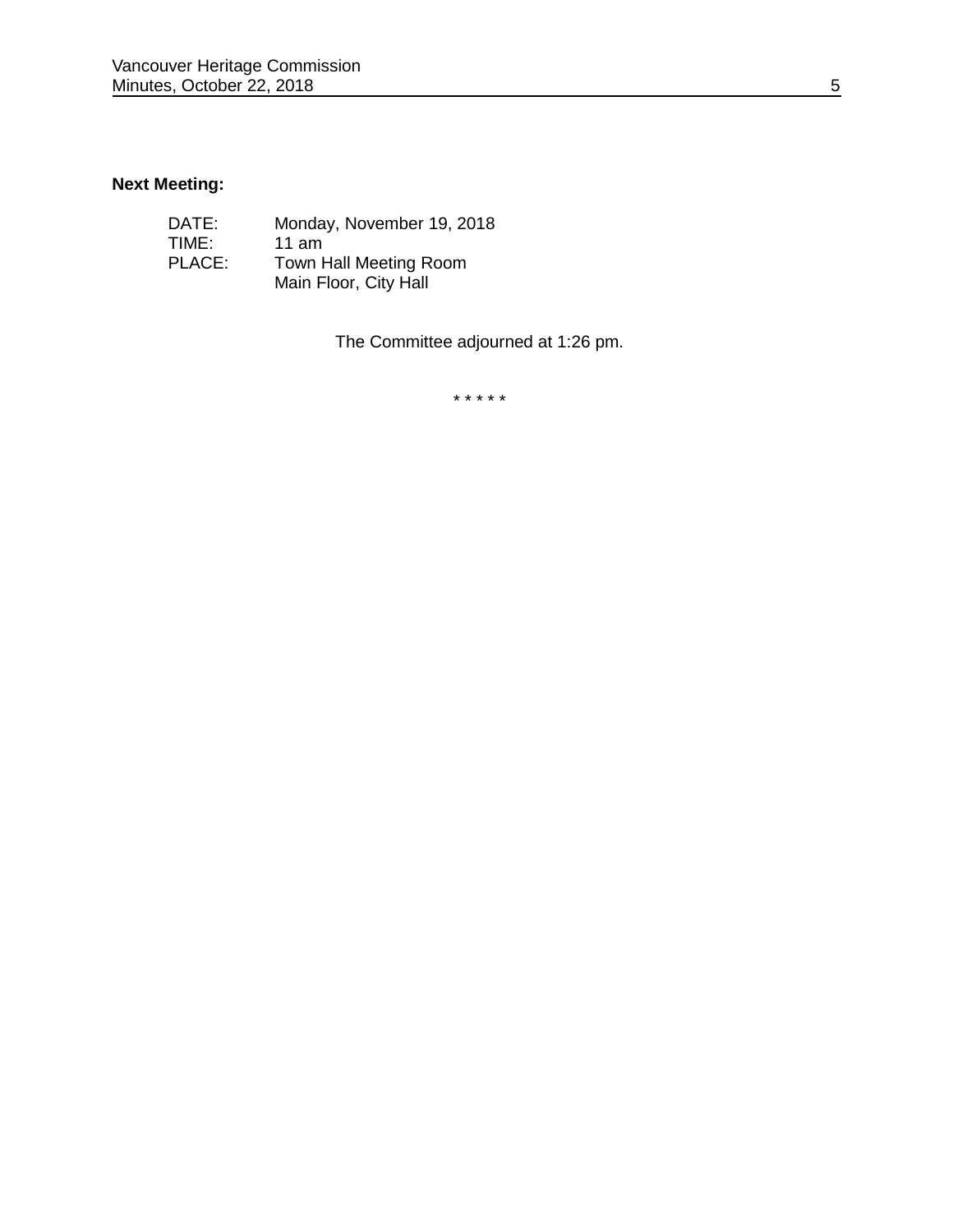**Next Meeting:**

| | |
|---|---|
| DATE: | Monday, November 19, 2018 |
| TIME: | 11 am |
| PLACE: | Town Hall Meeting Room<br>Main Floor, City Hall |

The Committee adjourned at 1:26 pm.

* * * * *